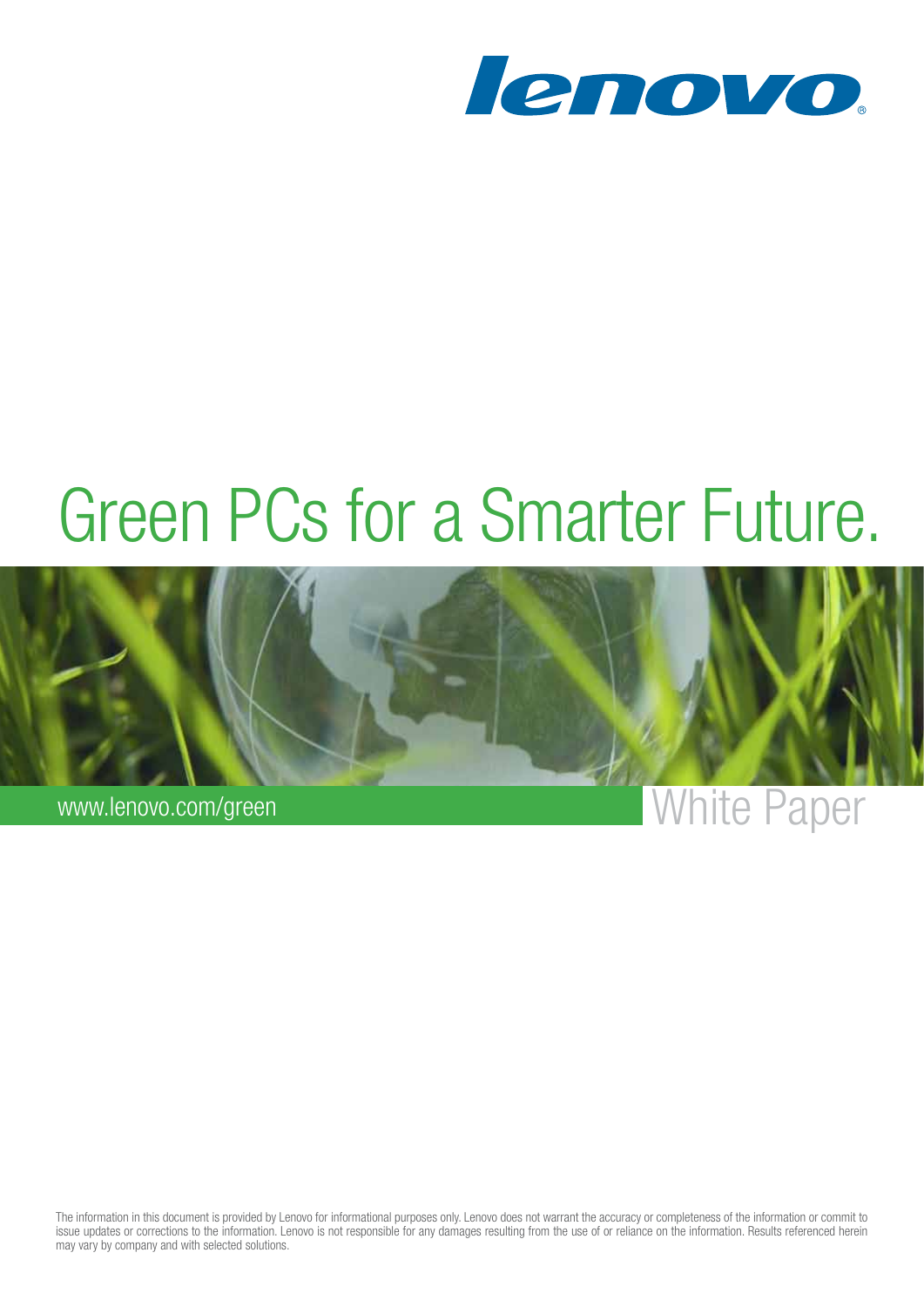lenovo

# Green PCs for a Smarter Future.

www.lenovo.com/green

White Paper

The information in this document is provided by Lenovo for informational purposes only. Lenovo does not warrant the accuracy or completeness of the information or commit to issue updates or corrections to the information. Lenovo is not responsible for any damages resulting from the use of or reliance on the information. Results referenced herein may vary by company and with selected solutions.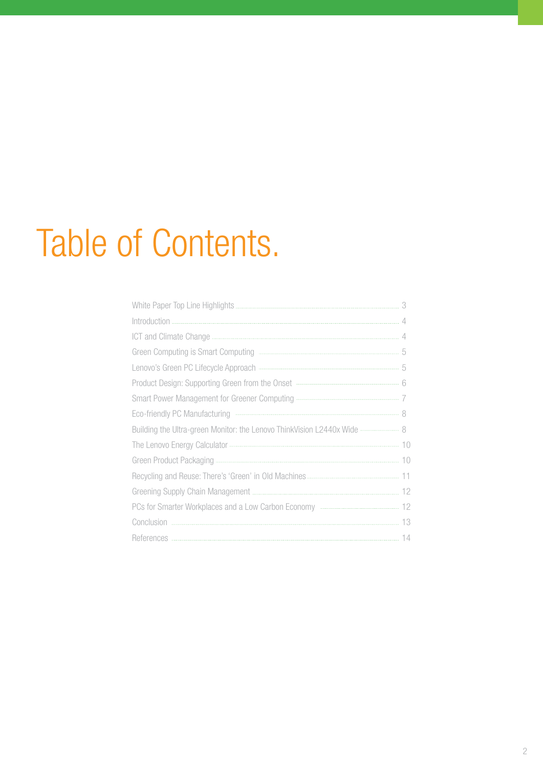# Table of Contents.

| | |
|---|---|
| White Paper Top Line Highlights | 3 |
| Introduction | 4 |
| ICT and Climate Change | 4 |
| Green Computing is Smart Computing | 5 |
| Lenovo's Green PC Lifecycle Approach | 5 |
| Product Design: Supporting Green from the Onset | 6 |
| Smart Power Management for Greener Computing | 7 |
| Eco-friendly PC Manufacturing | 8 |
| Building the Ultra-green Monitor: the Lenovo ThinkVision L2440x Wide | 8 |
| The Lenovo Energy Calculator | 10 |
| Green Product Packaging | 10 |
| Recycling and Reuse: There's 'Green' in Old Machines | 11 |
| Greening Supply Chain Management | 12 |
| PCs for Smarter Workplaces and a Low Carbon Economy | 12 |
| Conclusion | 13 |
| References | 14 |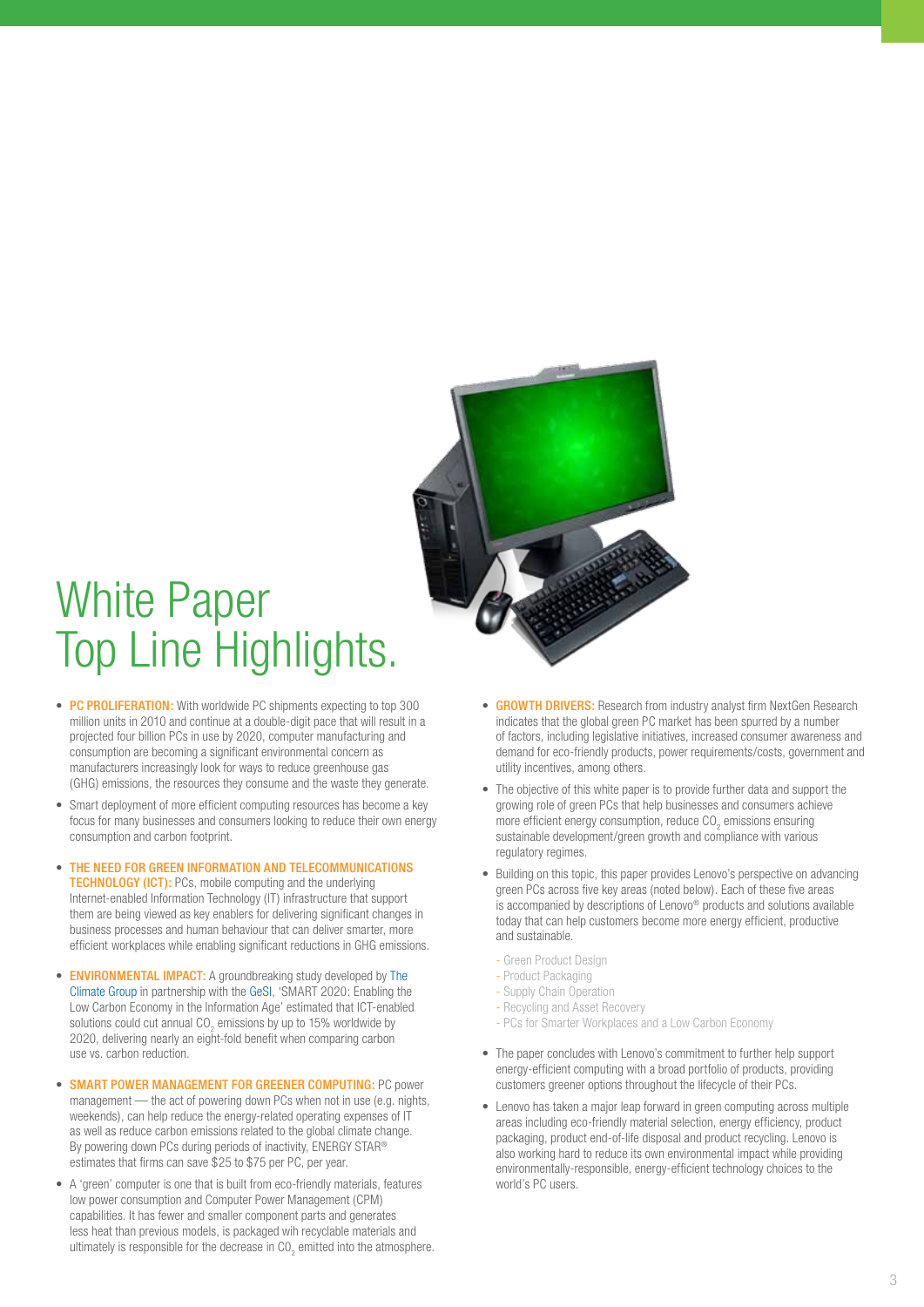# White Paper Top Line Highlights.

- **PC PROLIFERATION:** With worldwide PC shipments expecting to top 300 million units in 2010 and continue at a double-digit pace that will result in a projected four billion PCs in use by 2020, computer manufacturing and consumption are becoming a significant environmental concern as manufacturers increasingly look for ways to reduce greenhouse gas (GHG) emissions, the resources they consume and the waste they generate.
- Smart deployment of more efficient computing resources has become a key focus for many businesses and consumers looking to reduce their own energy consumption and carbon footprint.
- **THE NEED FOR GREEN INFORMATION AND TELECOMMUNICATIONS TECHNOLOGY (ICT):** PCs, mobile computing and the underlying Internet-enabled Information Technology (IT) infrastructure that support them are being viewed as key enablers for delivering significant changes in business processes and human behaviour that can deliver smarter, more efficient workplaces while enabling significant reductions in GHG emissions.
- **ENVIRONMENTAL IMPACT:** A groundbreaking study developed by The Climate Group in partnership with the GeSI, 'SMART 2020: Enabling the Low Carbon Economy in the Information Age' estimated that ICT-enabled solutions could cut annual $CO_2$ emissions by up to 15% worldwide by 2020, delivering nearly an eight-fold benefit when comparing carbon use vs. carbon reduction.
- **SMART POWER MANAGEMENT FOR GREENER COMPUTING:** PC power management — the act of powering down PCs when not in use (e.g. nights, weekends), can help reduce the energy-related operating expenses of IT as well as reduce carbon emissions related to the global climate change. By powering down PCs during periods of inactivity, ENERGY STAR® estimates that firms can save $25 to $75 per PC, per year.
- A 'green' computer is one that is built from eco-friendly materials, features low power consumption and Computer Power Management (CPM) capabilities. It has fewer and smaller component parts and generates less heat than previous models, is packaged wih recyclable materials and ultimately is responsible for the decrease in $C0_2$ emitted into the atmosphere.
- **GROWTH DRIVERS:** Research from industry analyst firm NextGen Research indicates that the global green PC market has been spurred by a number of factors, including legislative initiatives, increased consumer awareness and demand for eco-friendly products, power requirements/costs, government and utility incentives, among others.
- The objective of this white paper is to provide further data and support the growing role of green PCs that help businesses and consumers achieve more efficient energy consumption, reduce $CO_2$ emissions ensuring sustainable development/green growth and compliance with various regulatory regimes.
- Building on this topic, this paper provides Lenovo's perspective on advancing green PCs across five key areas (noted below). Each of these five areas is accompanied by descriptions of Lenovo® products and solutions available today that can help customers become more energy efficient, productive and sustainable.

  - Green Product Design
  - Product Packaging
  - Supply Chain Operation
  - Recycling and Asset Recovery
  - PCs for Smarter Workplaces and a Low Carbon Economy

- The paper concludes with Lenovo's commitment to further help support energy-efficient computing with a broad portfolio of products, providing customers greener options throughout the lifecycle of their PCs.
- Lenovo has taken a major leap forward in green computing across multiple areas including eco-friendly material selection, energy efficiency, product packaging, product end-of-life disposal and product recycling. Lenovo is also working hard to reduce its own environmental impact while providing environmentally-responsible, energy-efficient technology choices to the world's PC users.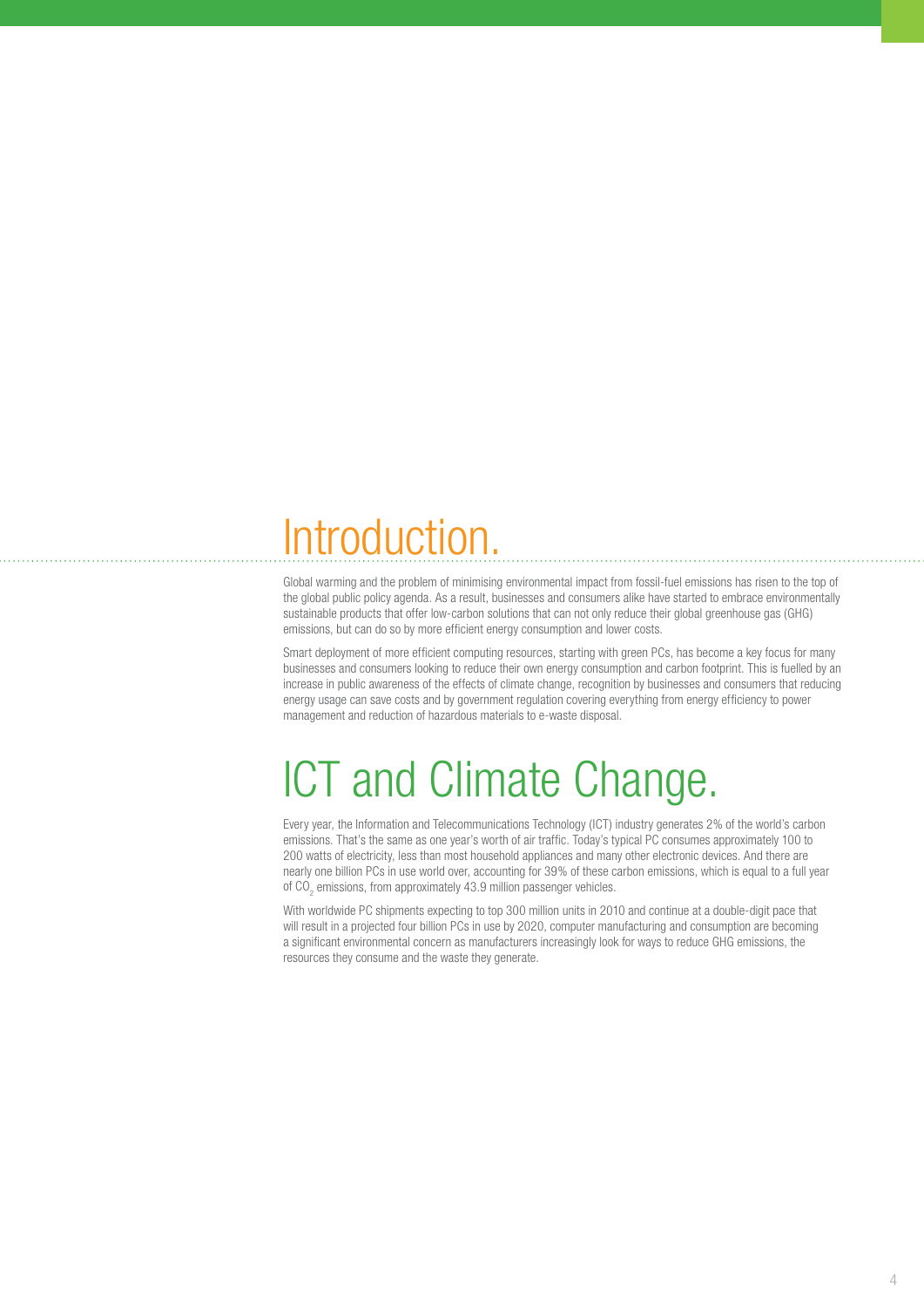# Introduction.

Global warming and the problem of minimising environmental impact from fossil-fuel emissions has risen to the top of the global public policy agenda. As a result, businesses and consumers alike have started to embrace environmentally sustainable products that offer low-carbon solutions that can not only reduce their global greenhouse gas (GHG) emissions, but can do so by more efficient energy consumption and lower costs.

Smart deployment of more efficient computing resources, starting with green PCs, has become a key focus for many businesses and consumers looking to reduce their own energy consumption and carbon footprint. This is fuelled by an increase in public awareness of the effects of climate change, recognition by businesses and consumers that reducing energy usage can save costs and by government regulation covering everything from energy efficiency to power management and reduction of hazardous materials to e-waste disposal.

# ICT and Climate Change.

Every year, the Information and Telecommunications Technology (ICT) industry generates 2% of the world's carbon emissions. That's the same as one year's worth of air traffic. Today's typical PC consumes approximately 100 to 200 watts of electricity, less than most household appliances and many other electronic devices. And there are nearly one billion PCs in use world over, accounting for 39% of these carbon emissions, which is equal to a full year of $CO_2$ emissions, from approximately 43.9 million passenger vehicles.

With worldwide PC shipments expecting to top 300 million units in 2010 and continue at a double-digit pace that will result in a projected four billion PCs in use by 2020, computer manufacturing and consumption are becoming a significant environmental concern as manufacturers increasingly look for ways to reduce GHG emissions, the resources they consume and the waste they generate.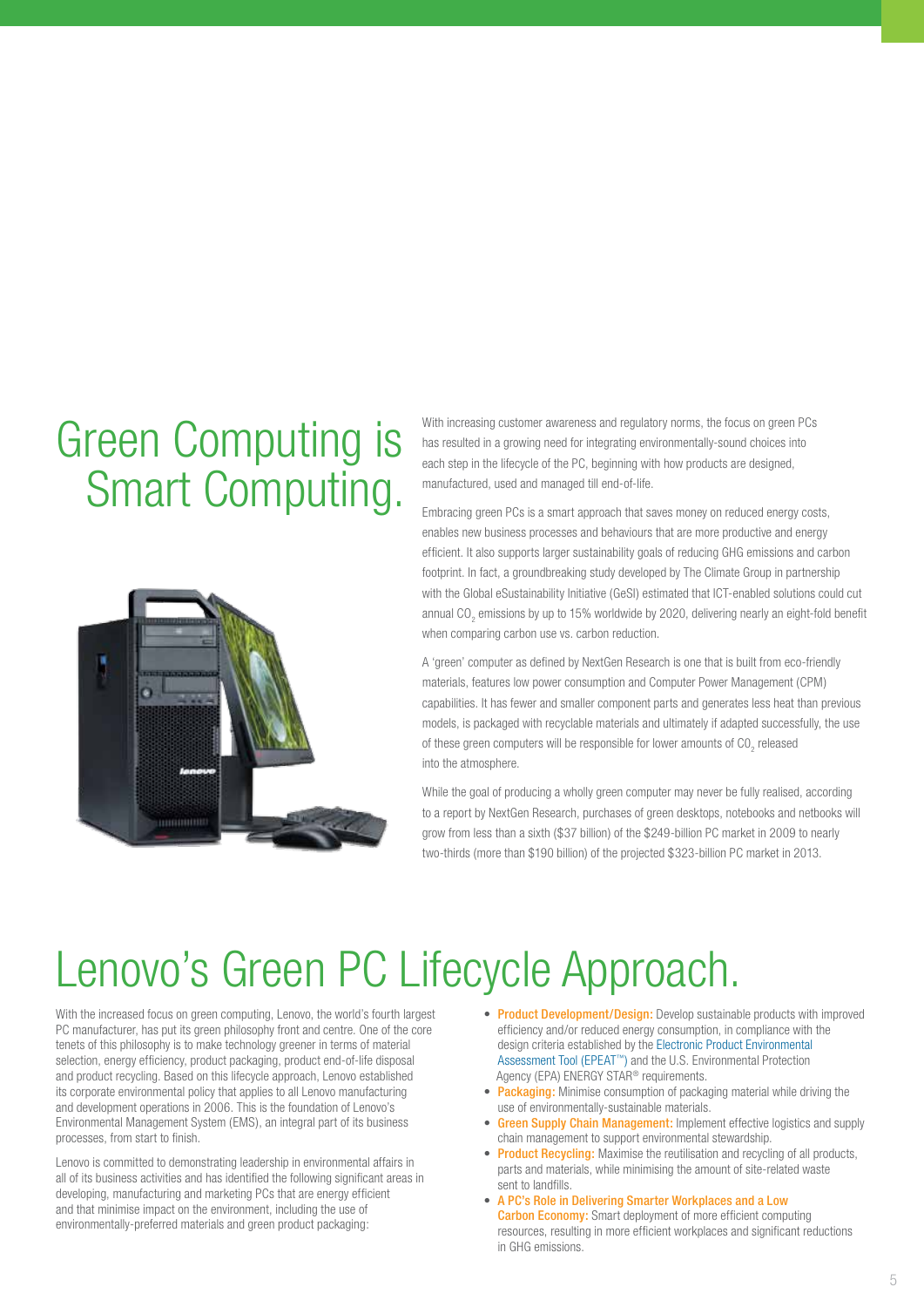# Green Computing is Smart Computing.

With increasing customer awareness and regulatory norms, the focus on green PCs has resulted in a growing need for integrating environmentally-sound choices into each step in the lifecycle of the PC, beginning with how products are designed, manufactured, used and managed till end-of-life.

Embracing green PCs is a smart approach that saves money on reduced energy costs, enables new business processes and behaviours that are more productive and energy efficient. It also supports larger sustainability goals of reducing GHG emissions and carbon footprint. In fact, a groundbreaking study developed by The Climate Group in partnership with the Global eSustainability Initiative (GeSI) estimated that ICT-enabled solutions could cut annual $CO_2$ emissions by up to 15% worldwide by 2020, delivering nearly an eight-fold benefit when comparing carbon use vs. carbon reduction.

A 'green' computer as defined by NextGen Research is one that is built from eco-friendly materials, features low power consumption and Computer Power Management (CPM) capabilities. It has fewer and smaller component parts and generates less heat than previous models, is packaged with recyclable materials and ultimately if adapted successfully, the use of these green computers will be responsible for lower amounts of $CO_2$ released into the atmosphere.

While the goal of producing a wholly green computer may never be fully realised, according to a report by NextGen Research, purchases of green desktops, notebooks and netbooks will grow from less than a sixth ($37 billion) of the $249-billion PC market in 2009 to nearly two-thirds (more than $190 billion) of the projected $323-billion PC market in 2013.

# Lenovo's Green PC Lifecycle Approach.

With the increased focus on green computing, Lenovo, the world's fourth largest PC manufacturer, has put its green philosophy front and centre. One of the core tenets of this philosophy is to make technology greener in terms of material selection, energy efficiency, product packaging, product end-of-life disposal and product recycling. Based on this lifecycle approach, Lenovo established its corporate environmental policy that applies to all Lenovo manufacturing and development operations in 2006. This is the foundation of Lenovo's Environmental Management System (EMS), an integral part of its business processes, from start to finish.

Lenovo is committed to demonstrating leadership in environmental affairs in all of its business activities and has identified the following significant areas in developing, manufacturing and marketing PCs that are energy efficient and that minimise impact on the environment, including the use of environmentally-preferred materials and green product packaging:

- **Product Development/Design:** Develop sustainable products with improved efficiency and/or reduced energy consumption, in compliance with the design criteria established by the Electronic Product Environmental Assessment Tool (EPEAT™) and the U.S. Environmental Protection Agency (EPA) ENERGY STAR® requirements.
- **Packaging:** Minimise consumption of packaging material while driving the use of environmentally-sustainable materials.
- **Green Supply Chain Management:** Implement effective logistics and supply chain management to support environmental stewardship.
- **Product Recycling:** Maximise the reutilisation and recycling of all products, parts and materials, while minimising the amount of site-related waste sent to landfills.
- **A PC's Role in Delivering Smarter Workplaces and a Low Carbon Economy:** Smart deployment of more efficient computing resources, resulting in more efficient workplaces and significant reductions in GHG emissions.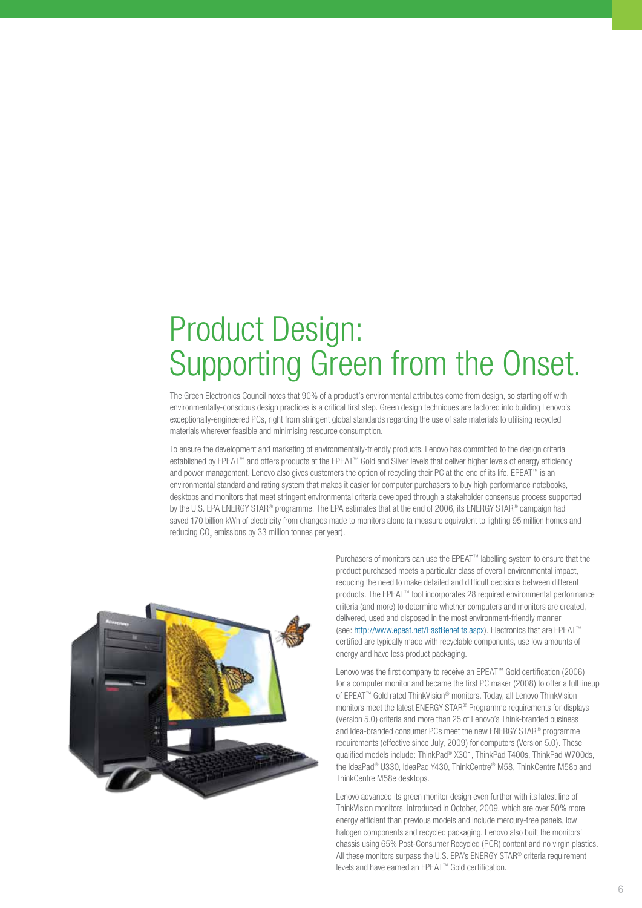# Product Design: Supporting Green from the Onset.

The Green Electronics Council notes that 90% of a product's environmental attributes come from design, so starting off with environmentally-conscious design practices is a critical first step. Green design techniques are factored into building Lenovo's exceptionally-engineered PCs, right from stringent global standards regarding the use of safe materials to utilising recycled materials wherever feasible and minimising resource consumption.

To ensure the development and marketing of environmentally-friendly products, Lenovo has committed to the design criteria established by EPEAT™ and offers products at the EPEAT™ Gold and Silver levels that deliver higher levels of energy efficiency and power management. Lenovo also gives customers the option of recycling their PC at the end of its life. EPEAT™ is an environmental standard and rating system that makes it easier for computer purchasers to buy high performance notebooks, desktops and monitors that meet stringent environmental criteria developed through a stakeholder consensus process supported by the U.S. EPA ENERGY STAR® programme. The EPA estimates that at the end of 2006, its ENERGY STAR® campaign had saved 170 billion kWh of electricity from changes made to monitors alone (a measure equivalent to lighting 95 million homes and reducing $CO_2$ emissions by 33 million tonnes per year).

Purchasers of monitors can use the EPEAT™ labelling system to ensure that the product purchased meets a particular class of overall environmental impact, reducing the need to make detailed and difficult decisions between different products. The EPEAT™ tool incorporates 28 required environmental performance criteria (and more) to determine whether computers and monitors are created, delivered, used and disposed in the most environment-friendly manner (see: http://www.epeat.net/FastBenefits.aspx). Electronics that are EPEAT™ certified are typically made with recyclable components, use low amounts of energy and have less product packaging.

Lenovo was the first company to receive an EPEAT™ Gold certification (2006) for a computer monitor and became the first PC maker (2008) to offer a full lineup of EPEAT™ Gold rated ThinkVision® monitors. Today, all Lenovo ThinkVision monitors meet the latest ENERGY STAR® Programme requirements for displays (Version 5.0) criteria and more than 25 of Lenovo's Think-branded business and Idea-branded consumer PCs meet the new ENERGY STAR® programme requirements (effective since July, 2009) for computers (Version 5.0). These qualified models include: ThinkPad® X301, ThinkPad T400s, ThinkPad W700ds, the IdeaPad® U330, IdeaPad Y430, ThinkCentre® M58, ThinkCentre M58p and ThinkCentre M58e desktops.

Lenovo advanced its green monitor design even further with its latest line of ThinkVision monitors, introduced in October, 2009, which are over 50% more energy efficient than previous models and include mercury-free panels, low halogen components and recycled packaging. Lenovo also built the monitors' chassis using 65% Post-Consumer Recycled (PCR) content and no virgin plastics. All these monitors surpass the U.S. EPA's ENERGY STAR® criteria requirement levels and have earned an EPEAT™ Gold certification.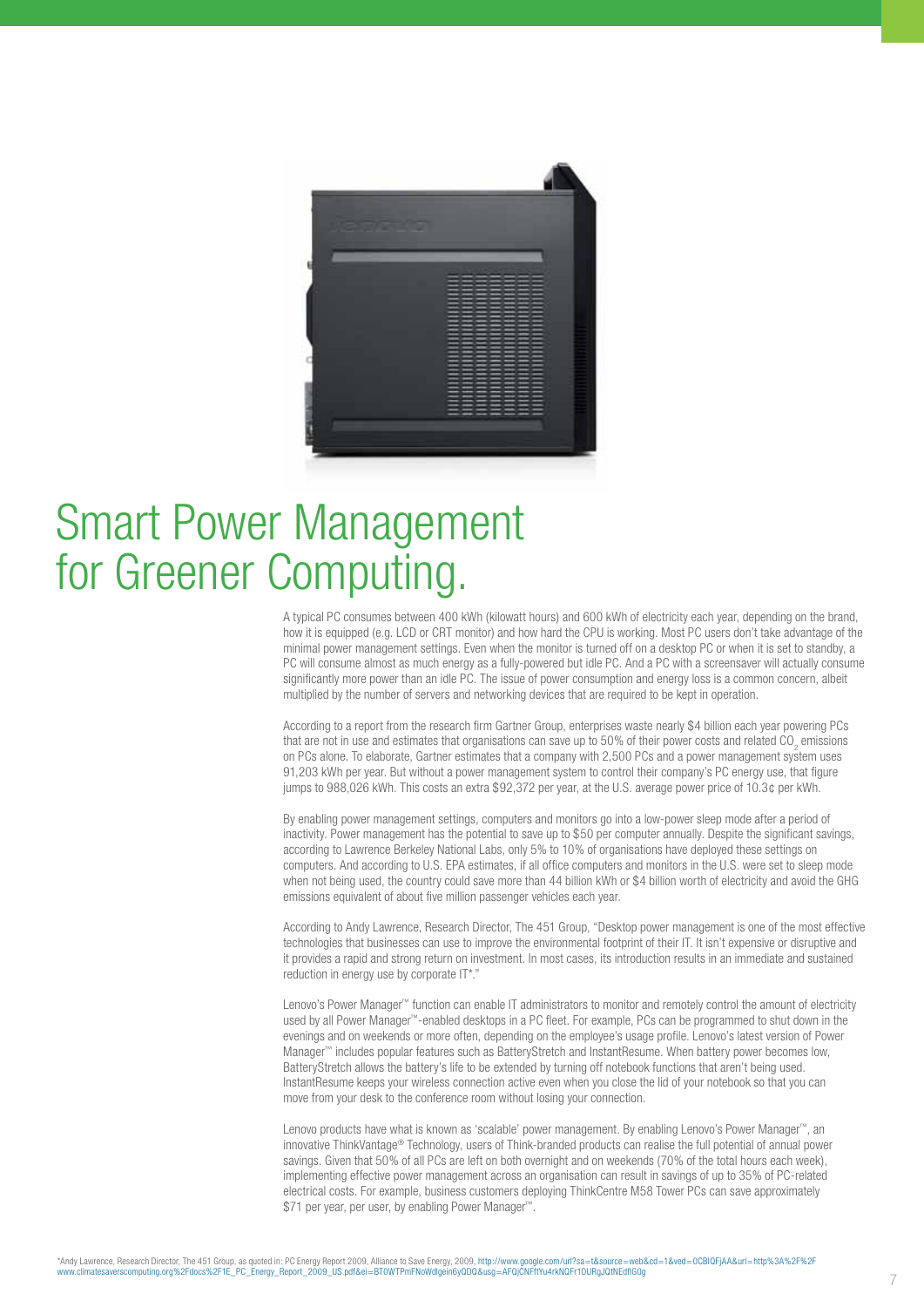# Smart Power Management for Greener Computing.

A typical PC consumes between 400 kWh (kilowatt hours) and 600 kWh of electricity each year, depending on the brand, how it is equipped (e.g. LCD or CRT monitor) and how hard the CPU is working. Most PC users don't take advantage of the minimal power management settings. Even when the monitor is turned off on a desktop PC or when it is set to standby, a PC will consume almost as much energy as a fully-powered but idle PC. And a PC with a screensaver will actually consume significantly more power than an idle PC. The issue of power consumption and energy loss is a common concern, albeit multiplied by the number of servers and networking devices that are required to be kept in operation.

According to a report from the research firm Gartner Group, enterprises waste nearly $4 billion each year powering PCs that are not in use and estimates that organisations can save up to 50% of their power costs and related $CO_2$ emissions on PCs alone. To elaborate, Gartner estimates that a company with 2,500 PCs and a power management system uses 91,203 kWh per year. But without a power management system to control their company's PC energy use, that figure jumps to 988,026 kWh. This costs an extra $92,372 per year, at the U.S. average power price of 10.3¢ per kWh.

By enabling power management settings, computers and monitors go into a low-power sleep mode after a period of inactivity. Power management has the potential to save up to $50 per computer annually. Despite the significant savings, according to Lawrence Berkeley National Labs, only 5% to 10% of organisations have deployed these settings on computers. And according to U.S. EPA estimates, if all office computers and monitors in the U.S. were set to sleep mode when not being used, the country could save more than 44 billion kWh or $4 billion worth of electricity and avoid the GHG emissions equivalent of about five million passenger vehicles each year.

According to Andy Lawrence, Research Director, The 451 Group, "Desktop power management is one of the most effective technologies that businesses can use to improve the environmental footprint of their IT. It isn't expensive or disruptive and it provides a rapid and strong return on investment. In most cases, its introduction results in an immediate and sustained reduction in energy use by corporate IT*."

Lenovo's Power Manager™ function can enable IT administrators to monitor and remotely control the amount of electricity used by all Power Manager™-enabled desktops in a PC fleet. For example, PCs can be programmed to shut down in the evenings and on weekends or more often, depending on the employee's usage profile. Lenovo's latest version of Power Manager™ includes popular features such as BatteryStretch and InstantResume. When battery power becomes low, BatteryStretch allows the battery's life to be extended by turning off notebook functions that aren't being used. InstantResume keeps your wireless connection active even when you close the lid of your notebook so that you can move from your desk to the conference room without losing your connection.

Lenovo products have what is known as 'scalable' power management. By enabling Lenovo's Power Manager™, an innovative ThinkVantage® Technology, users of Think-branded products can realise the full potential of annual power savings. Given that 50% of all PCs are left on both overnight and on weekends (70% of the total hours each week), implementing effective power management across an organisation can result in savings of up to 35% of PC-related electrical costs. For example, business customers deploying ThinkCentre M58 Tower PCs can save approximately $71 per year, per user, by enabling Power Manager™.

*Andy Lawrence, Research Director, The 451 Group, as quoted in: PC Energy Report 2009, Alliance to Save Energy, 2009, http://www.google.com/url?sa=t&source=web&cd=1&ved=0CBIQFjAA&url=http%3A%2F%2Fwww.climatesaverscomputing.org%2Fdocs%2F1E_PC_Energy_Report_2009_US.pdf&ei=BT0WTPmFNoWdlgein6yQDQ&usg=AFQjCNFftYu4rkNQFr1OURgJQtNEdflG0g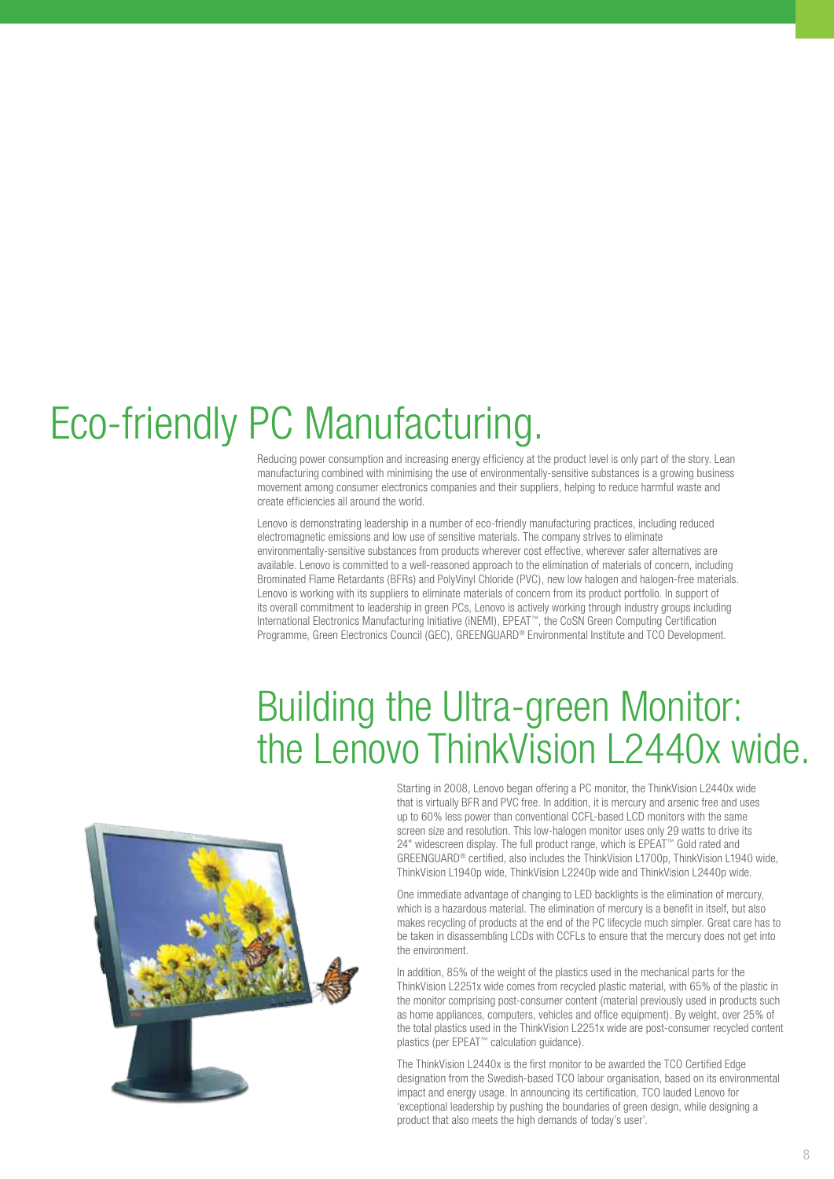# Eco-friendly PC Manufacturing.

Reducing power consumption and increasing energy efficiency at the product level is only part of the story. Lean manufacturing combined with minimising the use of environmentally-sensitive substances is a growing business movement among consumer electronics companies and their suppliers, helping to reduce harmful waste and create efficiencies all around the world.

Lenovo is demonstrating leadership in a number of eco-friendly manufacturing practices, including reduced electromagnetic emissions and low use of sensitive materials. The company strives to eliminate environmentally-sensitive substances from products wherever cost effective, wherever safer alternatives are available. Lenovo is committed to a well-reasoned approach to the elimination of materials of concern, including Brominated Flame Retardants (BFRs) and PolyVinyl Chloride (PVC), new low halogen and halogen-free materials. Lenovo is working with its suppliers to eliminate materials of concern from its product portfolio. In support of its overall commitment to leadership in green PCs, Lenovo is actively working through industry groups including International Electronics Manufacturing Initiative (iNEMI), EPEAT™, the CoSN Green Computing Certification Programme, Green Electronics Council (GEC), GREENGUARD® Environmental Institute and TCO Development.

# Building the Ultra-green Monitor: the Lenovo ThinkVision L2440x wide.

Starting in 2008, Lenovo began offering a PC monitor, the ThinkVision L2440x wide that is virtually BFR and PVC free. In addition, it is mercury and arsenic free and uses up to 60% less power than conventional CCFL-based LCD monitors with the same screen size and resolution. This low-halogen monitor uses only 29 watts to drive its 24" widescreen display. The full product range, which is EPEAT™ Gold rated and GREENGUARD® certified, also includes the ThinkVision L1700p, ThinkVision L1940 wide, ThinkVision L1940p wide, ThinkVision L2240p wide and ThinkVision L2440p wide.

One immediate advantage of changing to LED backlights is the elimination of mercury, which is a hazardous material. The elimination of mercury is a benefit in itself, but also makes recycling of products at the end of the PC lifecycle much simpler. Great care has to be taken in disassembling LCDs with CCFLs to ensure that the mercury does not get into the environment.

In addition, 85% of the weight of the plastics used in the mechanical parts for the ThinkVision L2251x wide comes from recycled plastic material, with 65% of the plastic in the monitor comprising post-consumer content (material previously used in products such as home appliances, computers, vehicles and office equipment). By weight, over 25% of the total plastics used in the ThinkVision L2251x wide are post-consumer recycled content plastics (per EPEAT™ calculation guidance).

The ThinkVision L2440x is the first monitor to be awarded the TCO Certified Edge designation from the Swedish-based TCO labour organisation, based on its environmental impact and energy usage. In announcing its certification, TCO lauded Lenovo for 'exceptional leadership by pushing the boundaries of green design, while designing a product that also meets the high demands of today's user'.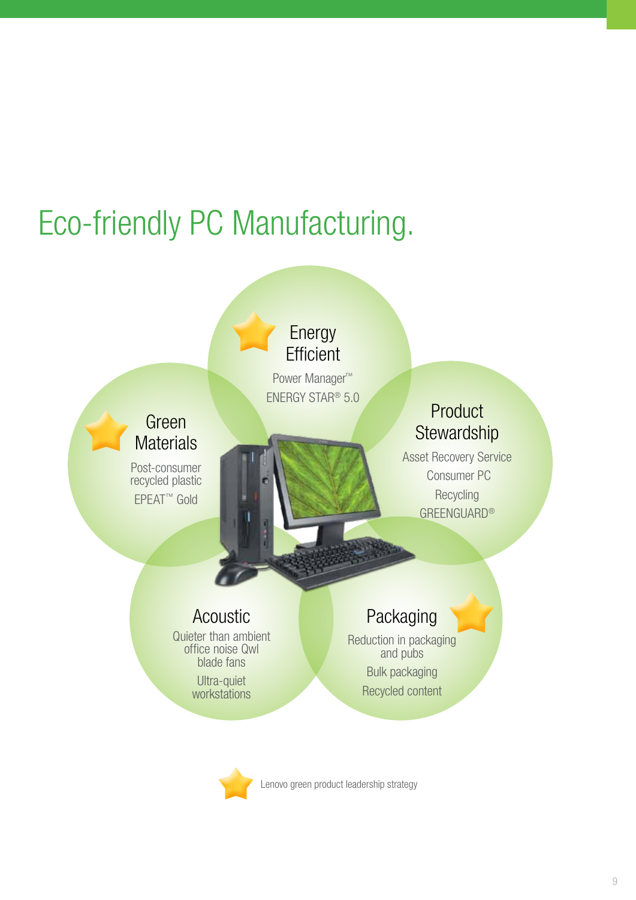# Eco-friendly PC Manufacturing.

### Energy Efficient

Power Manager™

ENERGY STAR® 5.0

### Green Materials

Post-consumer recycled plastic

EPEAT™ Gold

### Product Stewardship

Asset Recovery Service

Consumer PC Recycling

GREENGUARD®

### Acoustic

Quieter than ambient office noise Qwl blade fans

Ultra-quiet workstations

### Packaging

Reduction in packaging and pubs

Bulk packaging

Recycled content

Lenovo green product leadership strategy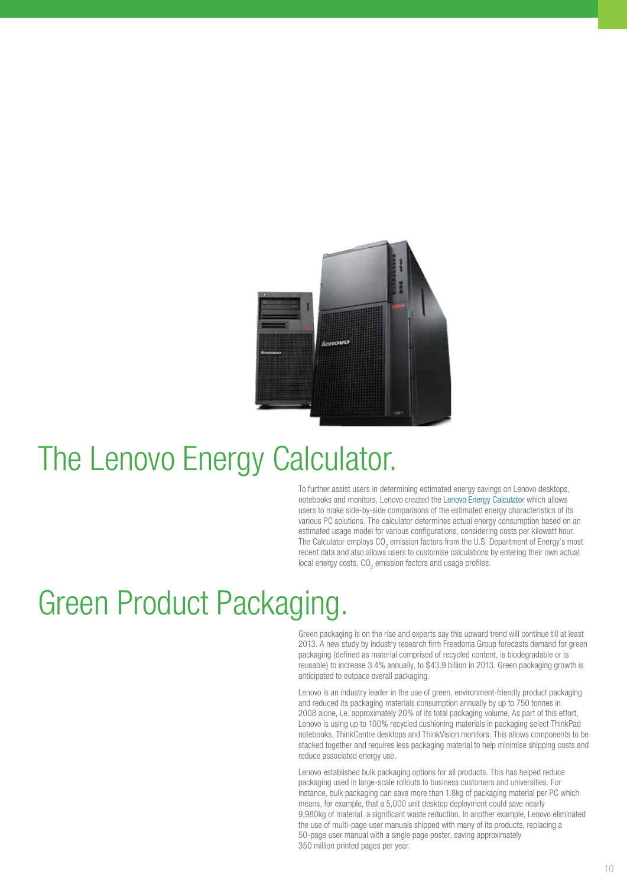# The Lenovo Energy Calculator.

To further assist users in determining estimated energy savings on Lenovo desktops, notebooks and monitors, Lenovo created the Lenovo Energy Calculator which allows users to make side-by-side comparisons of the estimated energy characteristics of its various PC solutions. The calculator determines actual energy consumption based on an estimated usage model for various configurations, considering costs per kilowatt hour. The Calculator employs $CO_2$ emission factors from the U.S. Department of Energy's most recent data and also allows users to customise calculations by entering their own actual local energy costs, $CO_2$ emission factors and usage profiles.

# Green Product Packaging.

Green packaging is on the rise and experts say this upward trend will continue till at least 2013. A new study by industry research firm Freedonia Group forecasts demand for green packaging (defined as material comprised of recycled content, is biodegradable or is reusable) to increase 3.4% annually, to $43.9 billion in 2013. Green packaging growth is anticipated to outpace overall packaging.

Lenovo is an industry leader in the use of green, environment-friendly product packaging and reduced its packaging materials consumption annually by up to 750 tonnes in 2008 alone, i.e. approximately 20% of its total packaging volume. As part of this effort, Lenovo is using up to 100% recycled cushioning materials in packaging select ThinkPad notebooks, ThinkCentre desktops and ThinkVision monitors. This allows components to be stacked together and requires less packaging material to help minimise shipping costs and reduce associated energy use.

Lenovo established bulk packaging options for all products. This has helped reduce packaging used in large-scale rollouts to business customers and universities. For instance, bulk packaging can save more than 1.8kg of packaging material per PC which means, for example, that a 5,000 unit desktop deployment could save nearly 9,980kg of material, a significant waste reduction. In another example, Lenovo eliminated the use of multi-page user manuals shipped with many of its products, replacing a 50-page user manual with a single page poster, saving approximately 350 million printed pages per year.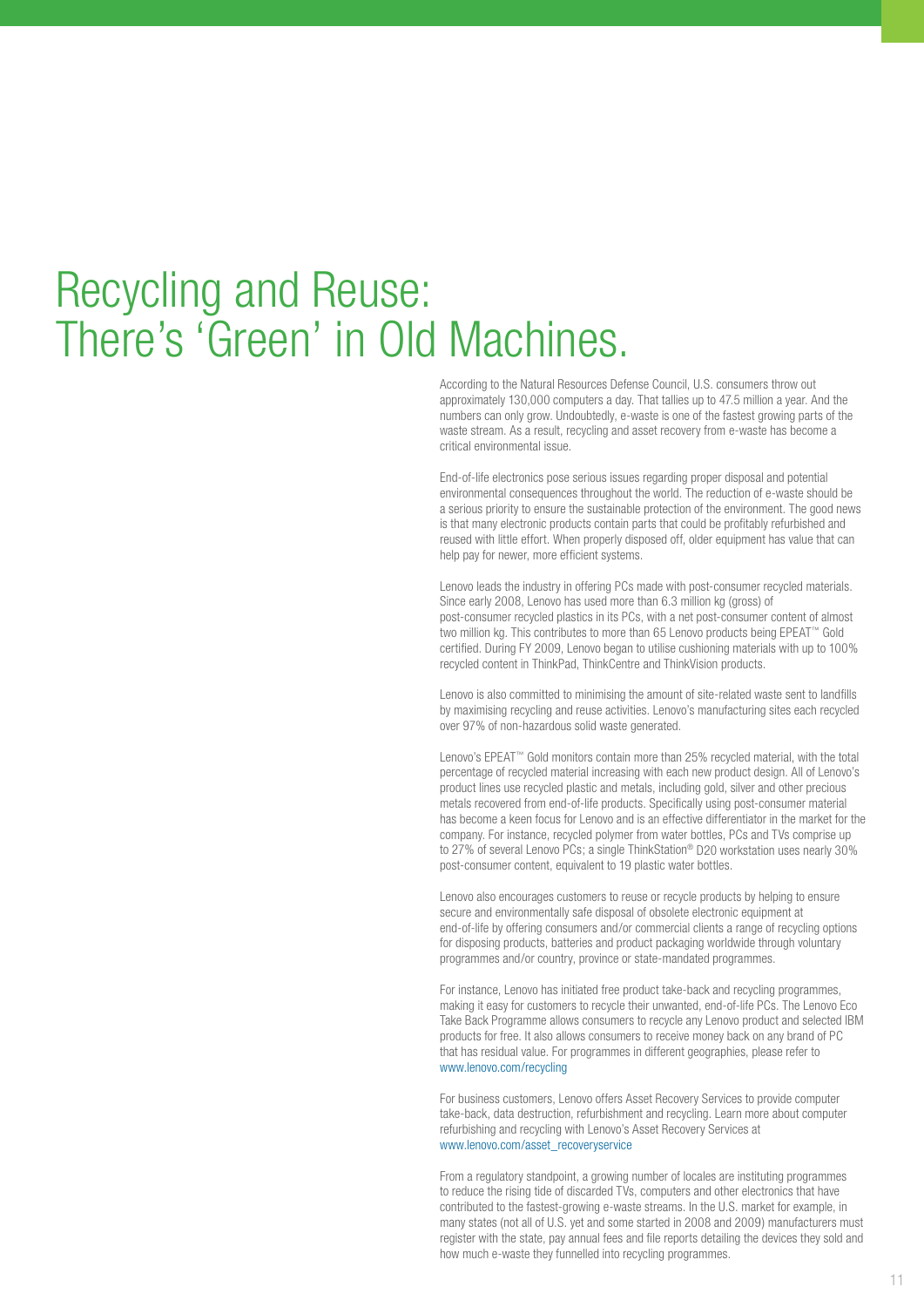# Recycling and Reuse: There's 'Green' in Old Machines.

According to the Natural Resources Defense Council, U.S. consumers throw out approximately 130,000 computers a day. That tallies up to 47.5 million a year. And the numbers can only grow. Undoubtedly, e-waste is one of the fastest growing parts of the waste stream. As a result, recycling and asset recovery from e-waste has become a critical environmental issue.

End-of-life electronics pose serious issues regarding proper disposal and potential environmental consequences throughout the world. The reduction of e-waste should be a serious priority to ensure the sustainable protection of the environment. The good news is that many electronic products contain parts that could be profitably refurbished and reused with little effort. When properly disposed off, older equipment has value that can help pay for newer, more efficient systems.

Lenovo leads the industry in offering PCs made with post-consumer recycled materials. Since early 2008, Lenovo has used more than 6.3 million kg (gross) of post-consumer recycled plastics in its PCs, with a net post-consumer content of almost two million kg. This contributes to more than 65 Lenovo products being EPEAT™ Gold certified. During FY 2009, Lenovo began to utilise cushioning materials with up to 100% recycled content in ThinkPad, ThinkCentre and ThinkVision products.

Lenovo is also committed to minimising the amount of site-related waste sent to landfills by maximising recycling and reuse activities. Lenovo's manufacturing sites each recycled over 97% of non-hazardous solid waste generated.

Lenovo's EPEAT™ Gold monitors contain more than 25% recycled material, with the total percentage of recycled material increasing with each new product design. All of Lenovo's product lines use recycled plastic and metals, including gold, silver and other precious metals recovered from end-of-life products. Specifically using post-consumer material has become a keen focus for Lenovo and is an effective differentiator in the market for the company. For instance, recycled polymer from water bottles, PCs and TVs comprise up to 27% of several Lenovo PCs; a single ThinkStation® D20 workstation uses nearly 30% post-consumer content, equivalent to 19 plastic water bottles.

Lenovo also encourages customers to reuse or recycle products by helping to ensure secure and environmentally safe disposal of obsolete electronic equipment at end-of-life by offering consumers and/or commercial clients a range of recycling options for disposing products, batteries and product packaging worldwide through voluntary programmes and/or country, province or state-mandated programmes.

For instance, Lenovo has initiated free product take-back and recycling programmes, making it easy for customers to recycle their unwanted, end-of-life PCs. The Lenovo Eco Take Back Programme allows consumers to recycle any Lenovo product and selected IBM products for free. It also allows consumers to receive money back on any brand of PC that has residual value. For programmes in different geographies, please refer to www.lenovo.com/recycling

For business customers, Lenovo offers Asset Recovery Services to provide computer take-back, data destruction, refurbishment and recycling. Learn more about computer refurbishing and recycling with Lenovo's Asset Recovery Services at www.lenovo.com/asset_recoveryservice

From a regulatory standpoint, a growing number of locales are instituting programmes to reduce the rising tide of discarded TVs, computers and other electronics that have contributed to the fastest-growing e-waste streams. In the U.S. market for example, in many states (not all of U.S. yet and some started in 2008 and 2009) manufacturers must register with the state, pay annual fees and file reports detailing the devices they sold and how much e-waste they funnelled into recycling programmes.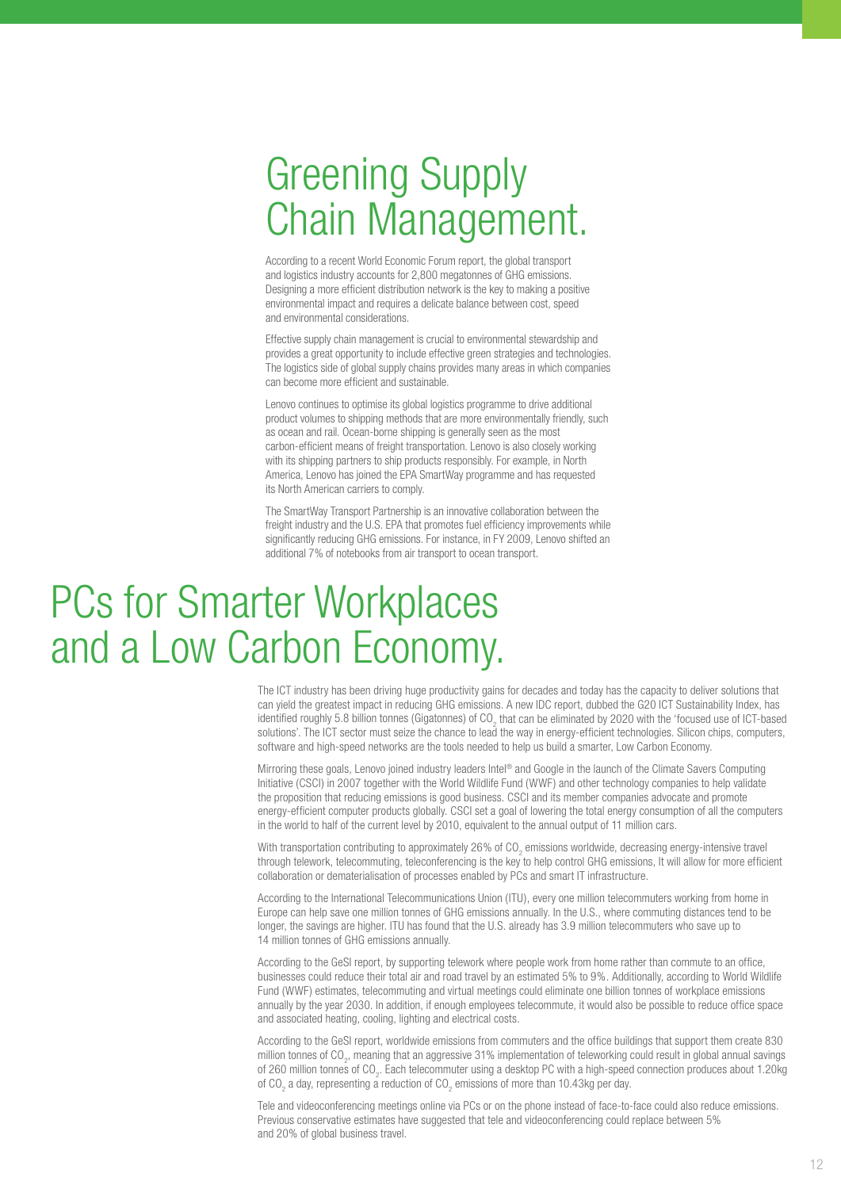# Greening Supply Chain Management.

According to a recent World Economic Forum report, the global transport and logistics industry accounts for 2,800 megatonnes of GHG emissions. Designing a more efficient distribution network is the key to making a positive environmental impact and requires a delicate balance between cost, speed and environmental considerations.

Effective supply chain management is crucial to environmental stewardship and provides a great opportunity to include effective green strategies and technologies. The logistics side of global supply chains provides many areas in which companies can become more efficient and sustainable.

Lenovo continues to optimise its global logistics programme to drive additional product volumes to shipping methods that are more environmentally friendly, such as ocean and rail. Ocean-borne shipping is generally seen as the most carbon-efficient means of freight transportation. Lenovo is also closely working with its shipping partners to ship products responsibly. For example, in North America, Lenovo has joined the EPA SmartWay programme and has requested its North American carriers to comply.

The SmartWay Transport Partnership is an innovative collaboration between the freight industry and the U.S. EPA that promotes fuel efficiency improvements while significantly reducing GHG emissions. For instance, in FY 2009, Lenovo shifted an additional 7% of notebooks from air transport to ocean transport.

# PCs for Smarter Workplaces and a Low Carbon Economy.

The ICT industry has been driving huge productivity gains for decades and today has the capacity to deliver solutions that can yield the greatest impact in reducing GHG emissions. A new IDC report, dubbed the G20 ICT Sustainability Index, has identified roughly 5.8 billion tonnes (Gigatonnes) of $CO_2$ that can be eliminated by 2020 with the 'focused use of ICT-based solutions'. The ICT sector must seize the chance to lead the way in energy-efficient technologies. Silicon chips, computers, software and high-speed networks are the tools needed to help us build a smarter, Low Carbon Economy.

Mirroring these goals, Lenovo joined industry leaders Intel® and Google in the launch of the Climate Savers Computing Initiative (CSCI) in 2007 together with the World Wildlife Fund (WWF) and other technology companies to help validate the proposition that reducing emissions is good business. CSCI and its member companies advocate and promote energy-efficient computer products globally. CSCI set a goal of lowering the total energy consumption of all the computers in the world to half of the current level by 2010, equivalent to the annual output of 11 million cars.

With transportation contributing to approximately 26% of $CO_2$ emissions worldwide, decreasing energy-intensive travel through telework, telecommuting, teleconferencing is the key to help control GHG emissions, It will allow for more efficient collaboration or dematerialisation of processes enabled by PCs and smart IT infrastructure.

According to the International Telecommunications Union (ITU), every one million telecommuters working from home in Europe can help save one million tonnes of GHG emissions annually. In the U.S., where commuting distances tend to be longer, the savings are higher. ITU has found that the U.S. already has 3.9 million telecommuters who save up to 14 million tonnes of GHG emissions annually.

According to the GeSI report, by supporting telework where people work from home rather than commute to an office, businesses could reduce their total air and road travel by an estimated 5% to 9%. Additionally, according to World Wildlife Fund (WWF) estimates, telecommuting and virtual meetings could eliminate one billion tonnes of workplace emissions annually by the year 2030. In addition, if enough employees telecommute, it would also be possible to reduce office space and associated heating, cooling, lighting and electrical costs.

According to the GeSI report, worldwide emissions from commuters and the office buildings that support them create 830 million tonnes of $CO_2$, meaning that an aggressive 31% implementation of teleworking could result in global annual savings of 260 million tonnes of $CO_2$. Each telecommuter using a desktop PC with a high-speed connection produces about 1.20kg of $CO_2$ a day, representing a reduction of $CO_2$ emissions of more than 10.43kg per day.

Tele and videoconferencing meetings online via PCs or on the phone instead of face-to-face could also reduce emissions. Previous conservative estimates have suggested that tele and videoconferencing could replace between 5% and 20% of global business travel.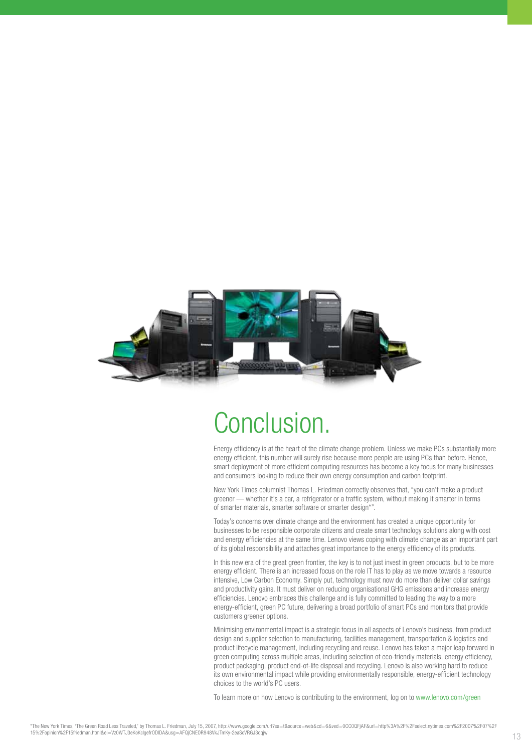# Conclusion.

Energy efficiency is at the heart of the climate change problem. Unless we make PCs substantially more energy efficient, this number will surely rise because more people are using PCs than before. Hence, smart deployment of more efficient computing resources has become a key focus for many businesses and consumers looking to reduce their own energy consumption and carbon footprint.

New York Times columnist Thomas L. Friedman correctly observes that, "you can't make a product greener — whether it's a car, a refrigerator or a traffic system, without making it smarter in terms of smarter materials, smarter software or smarter design*".

Today's concerns over climate change and the environment has created a unique opportunity for businesses to be responsible corporate citizens and create smart technology solutions along with cost and energy efficiencies at the same time. Lenovo views coping with climate change as an important part of its global responsibility and attaches great importance to the energy efficiency of its products.

In this new era of the great green frontier, the key is to not just invest in green products, but to be more energy efficient. There is an increased focus on the role IT has to play as we move towards a resource intensive, Low Carbon Economy. Simply put, technology must now do more than deliver dollar savings and productivity gains. It must deliver on reducing organisational GHG emissions and increase energy efficiencies. Lenovo embraces this challenge and is fully committed to leading the way to a more energy-efficient, green PC future, delivering a broad portfolio of smart PCs and monitors that provide customers greener options.

Minimising environmental impact is a strategic focus in all aspects of Lenovo's business, from product design and supplier selection to manufacturing, facilities management, transportation & logistics and product lifecycle management, including recycling and reuse. Lenovo has taken a major leap forward in green computing across multiple areas, including selection of eco-friendly materials, energy efficiency, product packaging, product end-of-life disposal and recycling. Lenovo is also working hard to reduce its own environmental impact while providing environmentally responsible, energy-efficient technology choices to the world's PC users.

To learn more on how Lenovo is contributing to the environment, log on to www.lenovo.com/green

*The New York Times, 'The Green Road Less Traveled,' by Thomas L. Friedman, July 15, 2007, http://www.google.com/url?sa=t&source=web&cd=6&ved=0CC0QFjAF&url=http%3A%2F%2Fselect.nytimes.com%2F2007%2F07%2F15%2Fopinion%2F15friedman.html&ei=Vz0WTJ3eKoKclgefrODIDA&usg=AFQjCNEOR948VkJTmKy-2eaSoVRGJ3qqjw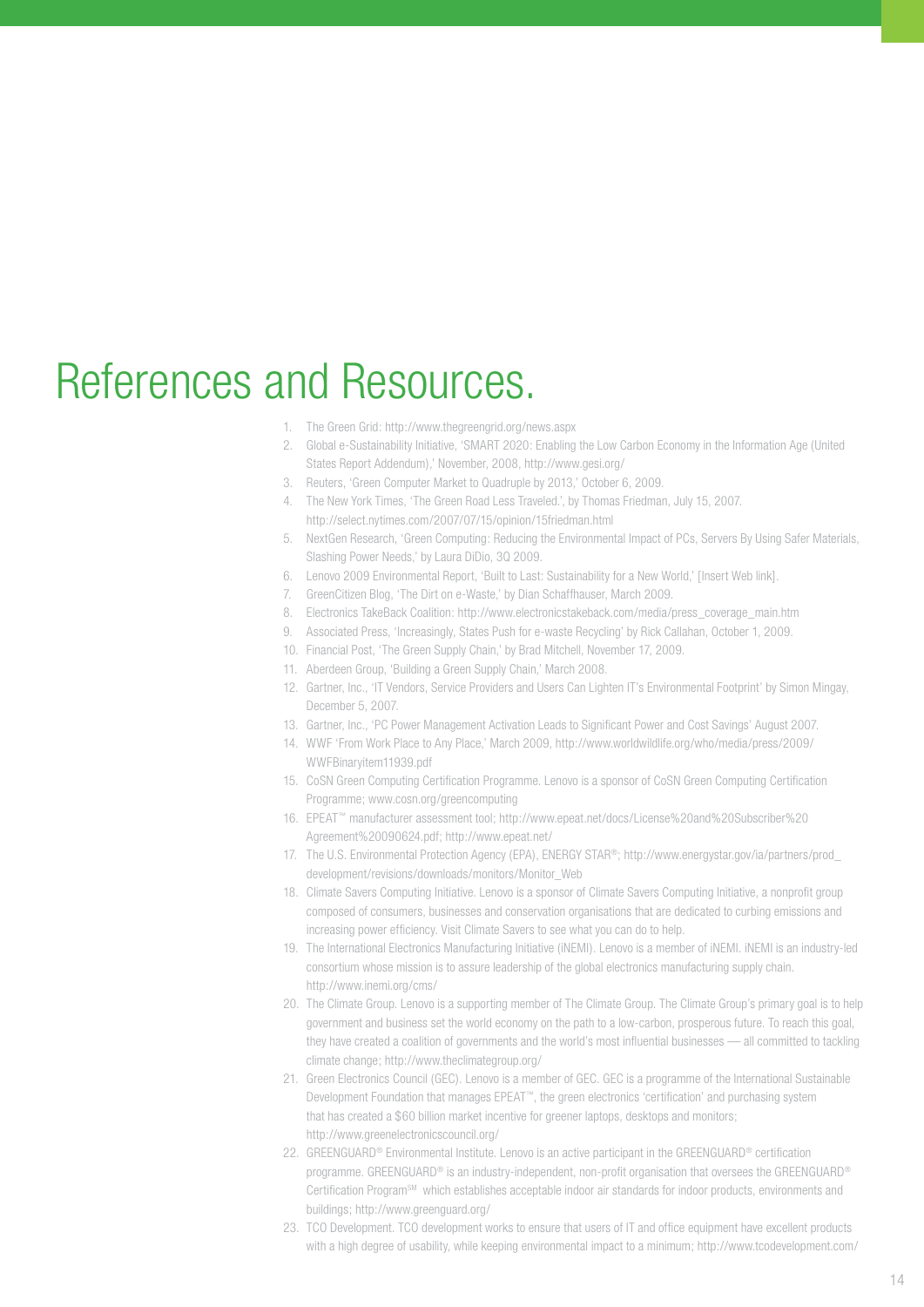# References and Resources.

1. The Green Grid: http://www.thegreengrid.org/news.aspx
2. Global e-Sustainability Initiative, 'SMART 2020: Enabling the Low Carbon Economy in the Information Age (United States Report Addendum),' November, 2008, http://www.gesi.org/
3. Reuters, 'Green Computer Market to Quadruple by 2013,' October 6, 2009.
4. The New York Times, 'The Green Road Less Traveled.', by Thomas Friedman, July 15, 2007. http://select.nytimes.com/2007/07/15/opinion/15friedman.html
5. NextGen Research, 'Green Computing: Reducing the Environmental Impact of PCs, Servers By Using Safer Materials, Slashing Power Needs,' by Laura DiDio, 3Q 2009.
6. Lenovo 2009 Environmental Report, 'Built to Last: Sustainability for a New World,' [Insert Web link].
7. GreenCitizen Blog, 'The Dirt on e-Waste,' by Dian Schaffhauser, March 2009.
8. Electronics TakeBack Coalition: http://www.electronicstakeback.com/media/press_coverage_main.htm
9. Associated Press, 'Increasingly, States Push for e-waste Recycling' by Rick Callahan, October 1, 2009.
10. Financial Post, 'The Green Supply Chain,' by Brad Mitchell, November 17, 2009.
11. Aberdeen Group, 'Building a Green Supply Chain,' March 2008.
12. Gartner, Inc., 'IT Vendors, Service Providers and Users Can Lighten IT's Environmental Footprint' by Simon Mingay, December 5, 2007.
13. Gartner, Inc., 'PC Power Management Activation Leads to Significant Power and Cost Savings' August 2007.
14. WWF 'From Work Place to Any Place,' March 2009, http://www.worldwildlife.org/who/media/press/2009/WWFBinaryitem11939.pdf
15. CoSN Green Computing Certification Programme. Lenovo is a sponsor of CoSN Green Computing Certification Programme; www.cosn.org/greencomputing
16. EPEAT™ manufacturer assessment tool; http://www.epeat.net/docs/License%20and%20Subscriber%20Agreement%20090624.pdf; http://www.epeat.net/
17. The U.S. Environmental Protection Agency (EPA), ENERGY STAR®; http://www.energystar.gov/ia/partners/prod_development/revisions/downloads/monitors/Monitor_Web
18. Climate Savers Computing Initiative. Lenovo is a sponsor of Climate Savers Computing Initiative, a nonprofit group composed of consumers, businesses and conservation organisations that are dedicated to curbing emissions and increasing power efficiency. Visit Climate Savers to see what you can do to help.
19. The International Electronics Manufacturing Initiative (iNEMI). Lenovo is a member of iNEMI. iNEMI is an industry-led consortium whose mission is to assure leadership of the global electronics manufacturing supply chain. http://www.inemi.org/cms/
20. The Climate Group. Lenovo is a supporting member of The Climate Group. The Climate Group's primary goal is to help government and business set the world economy on the path to a low-carbon, prosperous future. To reach this goal, they have created a coalition of governments and the world's most influential businesses — all committed to tackling climate change; http://www.theclimategroup.org/
21. Green Electronics Council (GEC). Lenovo is a member of GEC. GEC is a programme of the International Sustainable Development Foundation that manages EPEAT™, the green electronics 'certification' and purchasing system that has created a $60 billion market incentive for greener laptops, desktops and monitors; http://www.greenelectronicscouncil.org/
22. GREENGUARD® Environmental Institute. Lenovo is an active participant in the GREENGUARD® certification programme. GREENGUARD® is an industry-independent, non-profit organisation that oversees the GREENGUARD® Certification Program℠ which establishes acceptable indoor air standards for indoor products, environments and buildings; http://www.greenguard.org/
23. TCO Development. TCO development works to ensure that users of IT and office equipment have excellent products with a high degree of usability, while keeping environmental impact to a minimum; http://www.tcodevelopment.com/